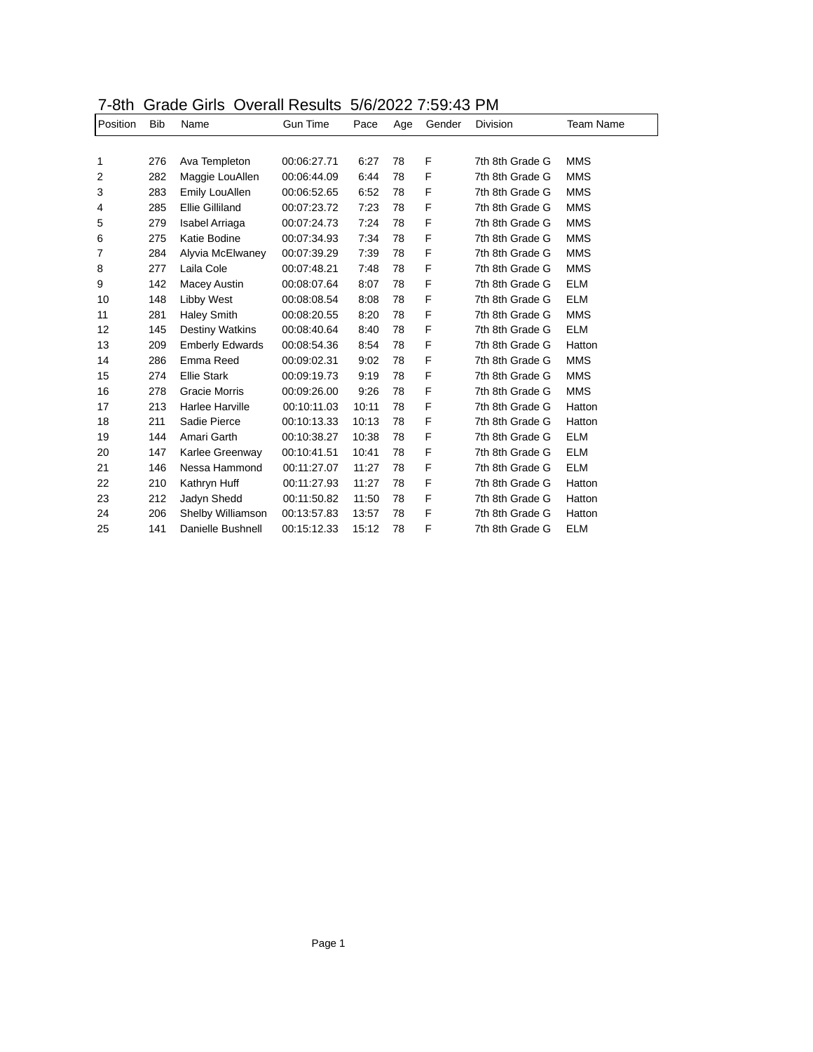# 7-8th Grade Girls Overall Results 5/6/2022 7:59:43 PM

| Position | Bib | Name | Gun Time | Pace | Age | Gender | Division | Team Name |
|---|---|---|---|---|---|---|---|---|
| 1 | 276 | Ava Templeton | 00:06:27.71 | 6:27 | 78 | F | 7th 8th Grade G | MMS |
| 2 | 282 | Maggie LouAllen | 00:06:44.09 | 6:44 | 78 | F | 7th 8th Grade G | MMS |
| 3 | 283 | Emily LouAllen | 00:06:52.65 | 6:52 | 78 | F | 7th 8th Grade G | MMS |
| 4 | 285 | Ellie Gilliland | 00:07:23.72 | 7:23 | 78 | F | 7th 8th Grade G | MMS |
| 5 | 279 | Isabel Arriaga | 00:07:24.73 | 7:24 | 78 | F | 7th 8th Grade G | MMS |
| 6 | 275 | Katie Bodine | 00:07:34.93 | 7:34 | 78 | F | 7th 8th Grade G | MMS |
| 7 | 284 | Alyvia McElwaney | 00:07:39.29 | 7:39 | 78 | F | 7th 8th Grade G | MMS |
| 8 | 277 | Laila Cole | 00:07:48.21 | 7:48 | 78 | F | 7th 8th Grade G | MMS |
| 9 | 142 | Macey Austin | 00:08:07.64 | 8:07 | 78 | F | 7th 8th Grade G | ELM |
| 10 | 148 | Libby West | 00:08:08.54 | 8:08 | 78 | F | 7th 8th Grade G | ELM |
| 11 | 281 | Haley Smith | 00:08:20.55 | 8:20 | 78 | F | 7th 8th Grade G | MMS |
| 12 | 145 | Destiny Watkins | 00:08:40.64 | 8:40 | 78 | F | 7th 8th Grade G | ELM |
| 13 | 209 | Emberly Edwards | 00:08:54.36 | 8:54 | 78 | F | 7th 8th Grade G | Hatton |
| 14 | 286 | Emma Reed | 00:09:02.31 | 9:02 | 78 | F | 7th 8th Grade G | MMS |
| 15 | 274 | Ellie Stark | 00:09:19.73 | 9:19 | 78 | F | 7th 8th Grade G | MMS |
| 16 | 278 | Gracie Morris | 00:09:26.00 | 9:26 | 78 | F | 7th 8th Grade G | MMS |
| 17 | 213 | Harlee Harville | 00:10:11.03 | 10:11 | 78 | F | 7th 8th Grade G | Hatton |
| 18 | 211 | Sadie Pierce | 00:10:13.33 | 10:13 | 78 | F | 7th 8th Grade G | Hatton |
| 19 | 144 | Amari Garth | 00:10:38.27 | 10:38 | 78 | F | 7th 8th Grade G | ELM |
| 20 | 147 | Karlee Greenway | 00:10:41.51 | 10:41 | 78 | F | 7th 8th Grade G | ELM |
| 21 | 146 | Nessa Hammond | 00:11:27.07 | 11:27 | 78 | F | 7th 8th Grade G | ELM |
| 22 | 210 | Kathryn Huff | 00:11:27.93 | 11:27 | 78 | F | 7th 8th Grade G | Hatton |
| 23 | 212 | Jadyn Shedd | 00:11:50.82 | 11:50 | 78 | F | 7th 8th Grade G | Hatton |
| 24 | 206 | Shelby Williamson | 00:13:57.83 | 13:57 | 78 | F | 7th 8th Grade G | Hatton |
| 25 | 141 | Danielle Bushnell | 00:15:12.33 | 15:12 | 78 | F | 7th 8th Grade G | ELM |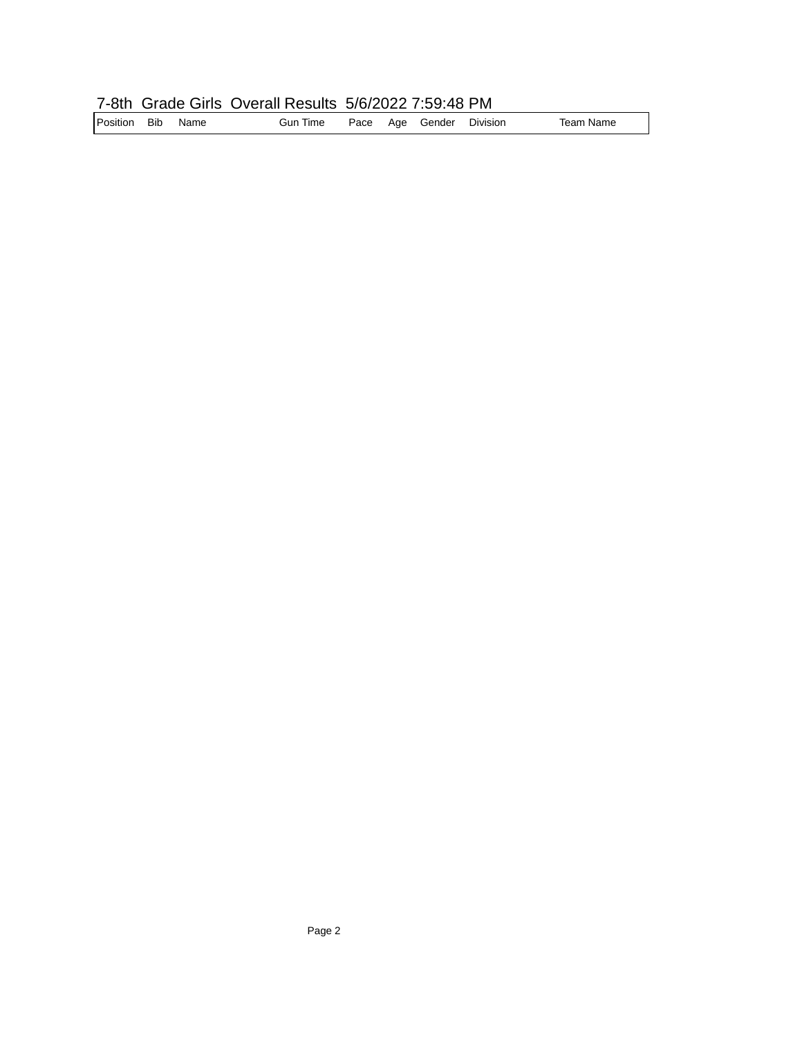## 7-8th Grade Girls Overall Results 5/6/2022 7:59:48 PM

| Position | Bib | Name | Gun Time | Pace | Age | Gender | Division | Team Name |
|---|---|---|---|---|---|---|---|---|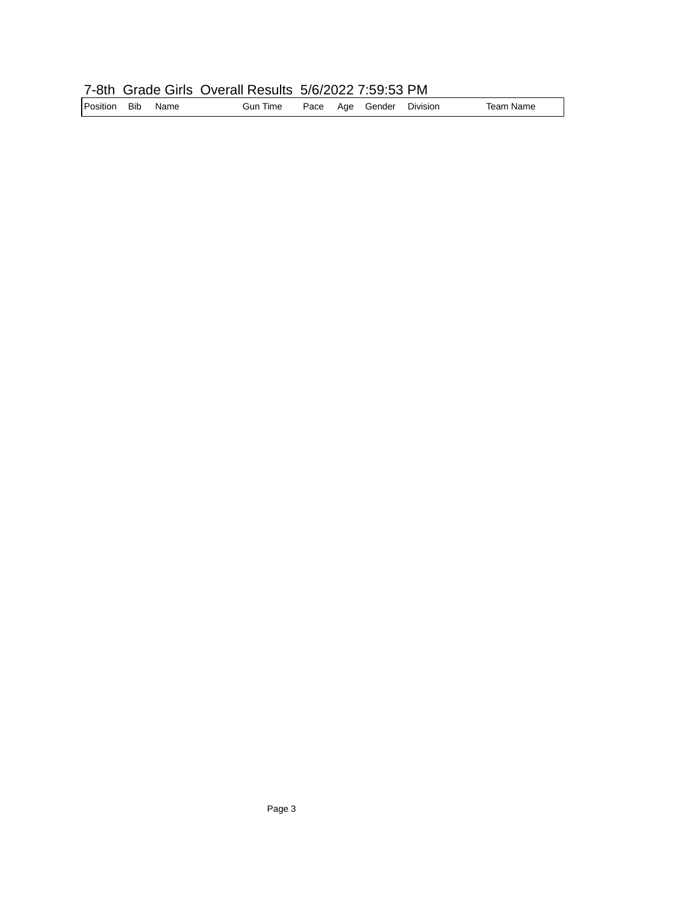# 7-8th Grade Girls Overall Results 5/6/2022 7:59:53 PM

| Position | Bib | Name | Gun Time | Pace | Age | Gender | Division | Team Name |
|---|---|---|---|---|---|---|---|---|